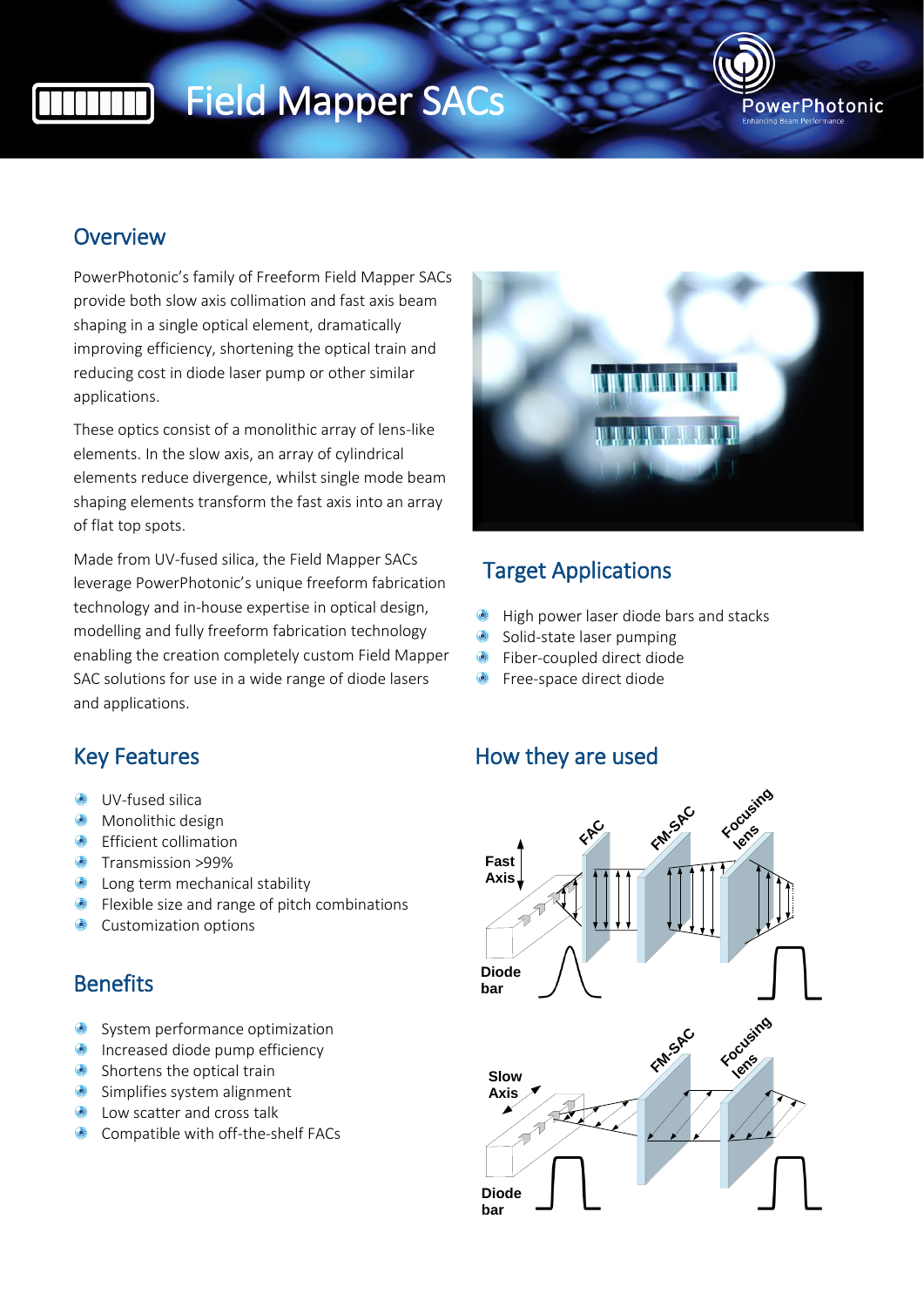# Field Mapper SACs

## Overview

PowerPhotonic's family of Freeform Field Mapper SACs provide both slow axis collimation and fast axis beam shaping in a single optical element, dramatically improving efficiency, shortening the optical train and reducing cost in diode laser pump or other similar applications.

These optics consist of a monolithic array of lens-like elements. In the slow axis, an array of cylindrical elements reduce divergence, whilst single mode beam shaping elements transform the fast axis into an array of flat top spots.

Made from UV-fused silica, the Field Mapper SACs leverage PowerPhotonic's unique freeform fabrication technology and in-house expertise in optical design, modelling and fully freeform fabrication technology enabling the creation completely custom Field Mapper SAC solutions for use in a wide range of diode lasers and applications.

## Target Applications

- High power laser diode bars and stacks
- Solid-state laser pumping
- Fiber-coupled direct diode
- Free-space direct diode

## Key Features

- UV-fused silica
- Monolithic design
- Efficient collimation
- Transmission >99%
- Long term mechanical stability
- Flexible size and range of pitch combinations
- Customization options

## Benefits

- System performance optimization
- Increased diode pump efficiency
- Shortens the optical train
- Simplifies system alignment
- Low scatter and cross talk
- Compatible with off-the-shelf FACs

## How they are used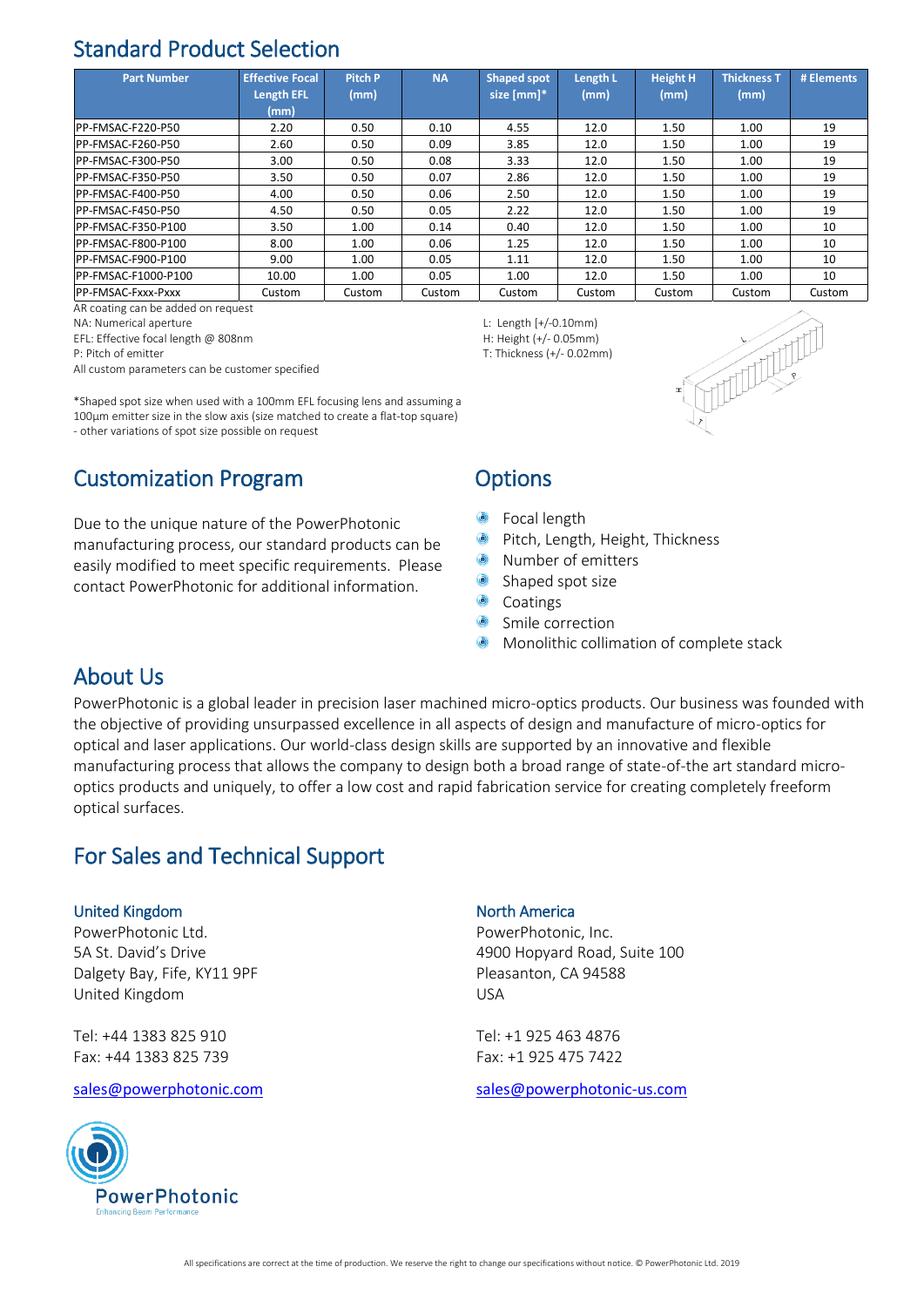## Standard Product Selection

| Part Number | Effective Focal Length EFL (mm) | Pitch P (mm) | NA | Shaped spot size [mm]* | Length L (mm) | Height H (mm) | Thickness T (mm) | # Elements |
|---|---|---|---|---|---|---|---|---|
| PP-FMSAC-F220-P50 | 2.20 | 0.50 | 0.10 | 4.55 | 12.0 | 1.50 | 1.00 | 19 |
| PP-FMSAC-F260-P50 | 2.60 | 0.50 | 0.09 | 3.85 | 12.0 | 1.50 | 1.00 | 19 |
| PP-FMSAC-F300-P50 | 3.00 | 0.50 | 0.08 | 3.33 | 12.0 | 1.50 | 1.00 | 19 |
| PP-FMSAC-F350-P50 | 3.50 | 0.50 | 0.07 | 2.86 | 12.0 | 1.50 | 1.00 | 19 |
| PP-FMSAC-F400-P50 | 4.00 | 0.50 | 0.06 | 2.50 | 12.0 | 1.50 | 1.00 | 19 |
| PP-FMSAC-F450-P50 | 4.50 | 0.50 | 0.05 | 2.22 | 12.0 | 1.50 | 1.00 | 19 |
| PP-FMSAC-F350-P100 | 3.50 | 1.00 | 0.14 | 0.40 | 12.0 | 1.50 | 1.00 | 10 |
| PP-FMSAC-F800-P100 | 8.00 | 1.00 | 0.06 | 1.25 | 12.0 | 1.50 | 1.00 | 10 |
| PP-FMSAC-F900-P100 | 9.00 | 1.00 | 0.05 | 1.11 | 12.0 | 1.50 | 1.00 | 10 |
| PP-FMSAC-F1000-P100 | 10.00 | 1.00 | 0.05 | 1.00 | 12.0 | 1.50 | 1.00 | 10 |
| PP-FMSAC-Fxxx-Pxxx | Custom | Custom | Custom | Custom | Custom | Custom | Custom | Custom |

AR coating can be added on request
NA: Numerical aperture
EFL: Effective focal length @ 808nm
P: Pitch of emitter
All custom parameters can be customer specified

L: Length (+/-0.10mm)
H: Height (+/- 0.05mm)
T: Thickness (+/- 0.02mm)

*Shaped spot size when used with a 100mm EFL focusing lens and assuming a 100μm emitter size in the slow axis (size matched to create a flat-top square) - other variations of spot size possible on request

## Customization Program

Due to the unique nature of the PowerPhotonic manufacturing process, our standard products can be easily modified to meet specific requirements. Please contact PowerPhotonic for additional information.

## Options

- Focal length
- Pitch, Length, Height, Thickness
- Number of emitters
- Shaped spot size
- Coatings
- Smile correction
- Monolithic collimation of complete stack

## About Us

PowerPhotonic is a global leader in precision laser machined micro-optics products. Our business was founded with the objective of providing unsurpassed excellence in all aspects of design and manufacture of micro-optics for optical and laser applications. Our world-class design skills are supported by an innovative and flexible manufacturing process that allows the company to design both a broad range of state-of-the art standard micro-optics products and uniquely, to offer a low cost and rapid fabrication service for creating completely freeform optical surfaces.

## For Sales and Technical Support

### United Kingdom

PowerPhotonic Ltd.
5A St. David's Drive
Dalgety Bay, Fife, KY11 9PF
United Kingdom

Tel: +44 1383 825 910
Fax: +44 1383 825 739

sales@powerphotonic.com

### North America

PowerPhotonic, Inc.
4900 Hopyard Road, Suite 100
Pleasanton, CA 94588
USA

Tel: +1 925 463 4876
Fax: +1 925 475 7422

sales@powerphotonic-us.com

PowerPhotonic
Enhancing Beam Performance

All specifications are correct at the time of production. We reserve the right to change our specifications without notice. © PowerPhotonic Ltd. 2019